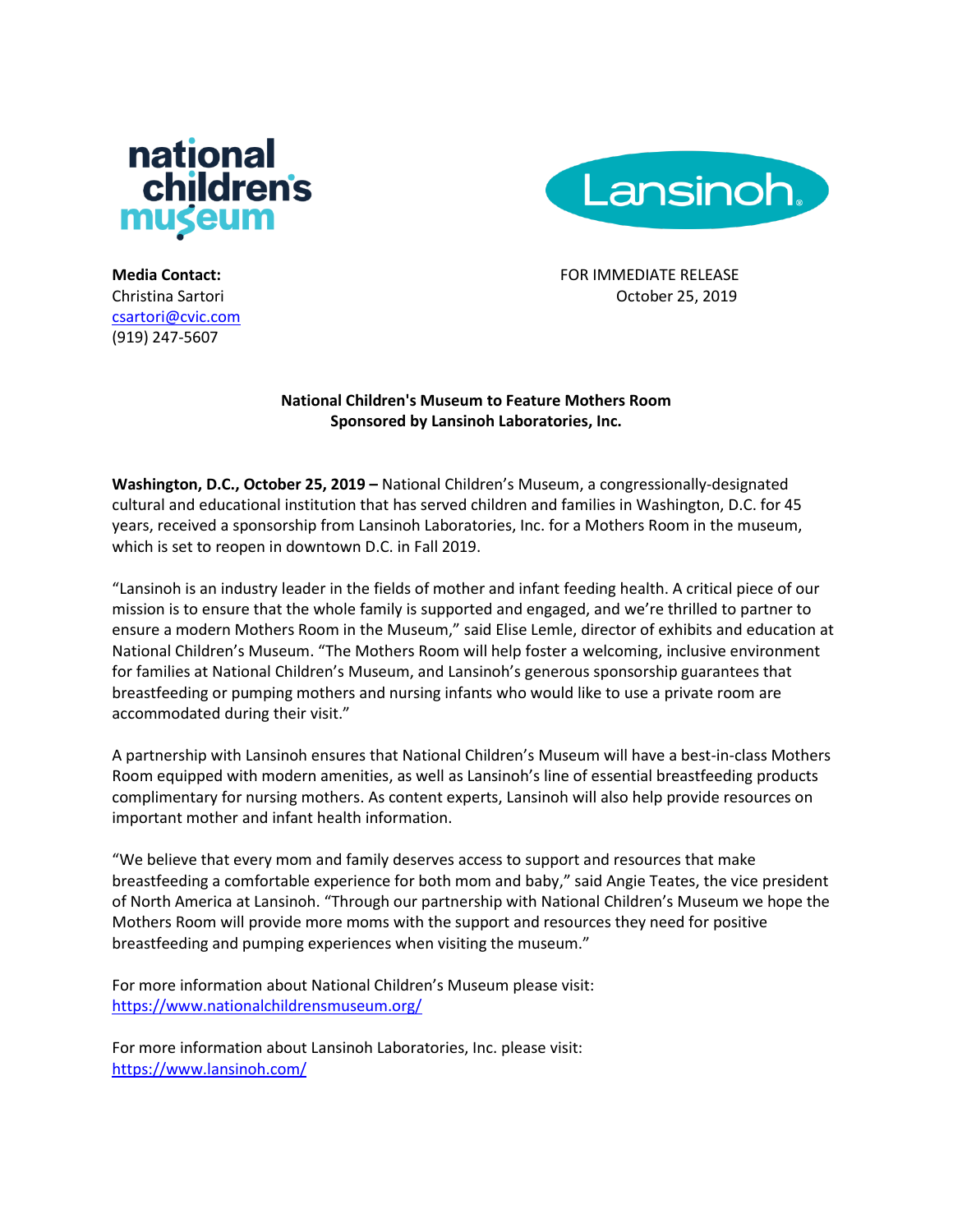**Media Contact:**
Christina Sartori
[csartori@cvic.com](mailto:csartori@cvic.com)
(919) 247-5607

FOR IMMEDIATE RELEASE
October 25, 2019

**National Children's Museum to Feature Mothers Room Sponsored by Lansinoh Laboratories, Inc.**

**Washington, D.C., October 25, 2019 –** National Children's Museum, a congressionally-designated cultural and educational institution that has served children and families in Washington, D.C. for 45 years, received a sponsorship from Lansinoh Laboratories, Inc. for a Mothers Room in the museum, which is set to reopen in downtown D.C. in Fall 2019.

"Lansinoh is an industry leader in the fields of mother and infant feeding health. A critical piece of our mission is to ensure that the whole family is supported and engaged, and we're thrilled to partner to ensure a modern Mothers Room in the Museum," said Elise Lemle, director of exhibits and education at National Children's Museum. "The Mothers Room will help foster a welcoming, inclusive environment for families at National Children's Museum, and Lansinoh's generous sponsorship guarantees that breastfeeding or pumping mothers and nursing infants who would like to use a private room are accommodated during their visit."

A partnership with Lansinoh ensures that National Children's Museum will have a best-in-class Mothers Room equipped with modern amenities, as well as Lansinoh's line of essential breastfeeding products complimentary for nursing mothers. As content experts, Lansinoh will also help provide resources on important mother and infant health information.

"We believe that every mom and family deserves access to support and resources that make breastfeeding a comfortable experience for both mom and baby," said Angie Teates, the vice president of North America at Lansinoh. "Through our partnership with National Children's Museum we hope the Mothers Room will provide more moms with the support and resources they need for positive breastfeeding and pumping experiences when visiting the museum."

For more information about National Children's Museum please visit:
[https://www.nationalchildrensmuseum.org/](https://www.nationalchildrensmuseum.org/)

For more information about Lansinoh Laboratories, Inc. please visit:
[https://www.lansinoh.com/](https://www.lansinoh.com/)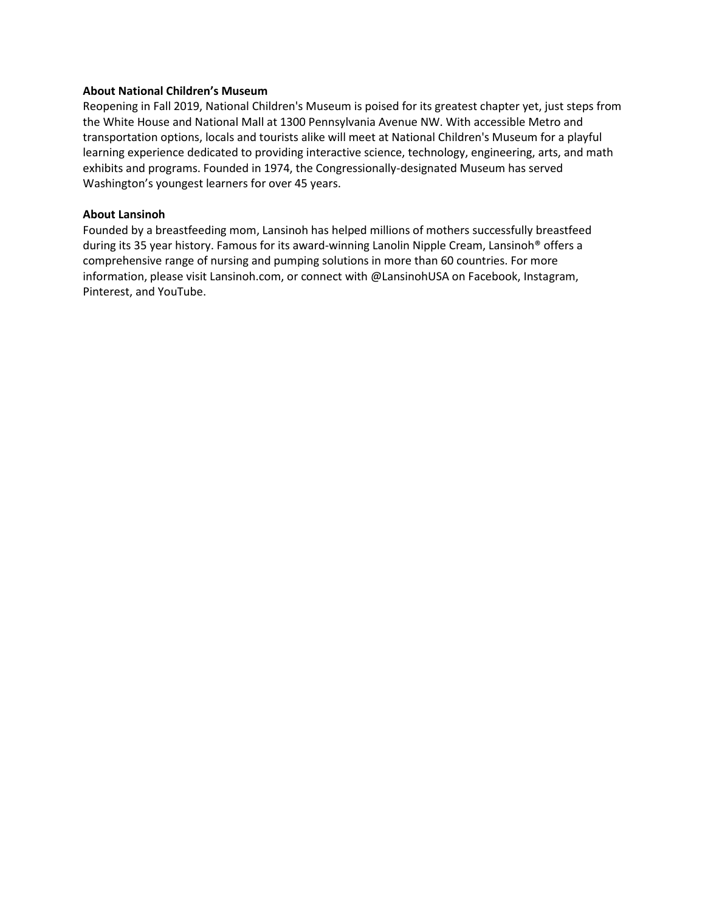**About National Children's Museum**

Reopening in Fall 2019, National Children's Museum is poised for its greatest chapter yet, just steps from the White House and National Mall at 1300 Pennsylvania Avenue NW. With accessible Metro and transportation options, locals and tourists alike will meet at National Children's Museum for a playful learning experience dedicated to providing interactive science, technology, engineering, arts, and math exhibits and programs. Founded in 1974, the Congressionally-designated Museum has served Washington's youngest learners for over 45 years.

**About Lansinoh**

Founded by a breastfeeding mom, Lansinoh has helped millions of mothers successfully breastfeed during its 35 year history. Famous for its award-winning Lanolin Nipple Cream, Lansinoh® offers a comprehensive range of nursing and pumping solutions in more than 60 countries. For more information, please visit Lansinoh.com, or connect with @LansinohUSA on Facebook, Instagram, Pinterest, and YouTube.